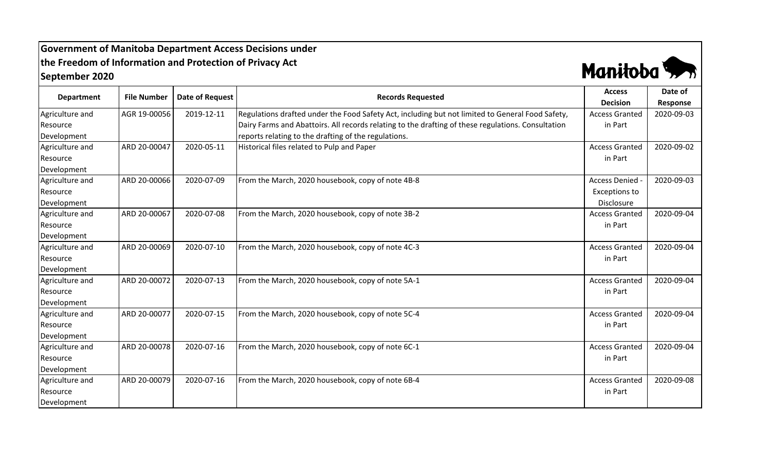# Government of Manitoba Department Access Decisions under the Freedom of Information and Protection of Privacy Act

## September 2020

| Department | File Number | Date of Request | Records Requested | Access Decision | Date of Response |
|---|---|---|---|---|---|
| Agriculture and Resource Development | AGR 19-00056 | 2019-12-11 | Regulations drafted under the Food Safety Act, including but not limited to General Food Safety, Dairy Farms and Abattoirs. All records relating to the drafting of these regulations. Consultation reports relating to the drafting of the regulations. | Access Granted in Part | 2020-09-03 |
| Agriculture and Resource Development | ARD 20-00047 | 2020-05-11 | Historical files related to Pulp and Paper | Access Granted in Part | 2020-09-02 |
| Agriculture and Resource Development | ARD 20-00066 | 2020-07-09 | From the March, 2020 housebook, copy of note 4B-8 | Access Denied - Exceptions to Disclosure | 2020-09-03 |
| Agriculture and Resource Development | ARD 20-00067 | 2020-07-08 | From the March, 2020 housebook, copy of note 3B-2 | Access Granted in Part | 2020-09-04 |
| Agriculture and Resource Development | ARD 20-00069 | 2020-07-10 | From the March, 2020 housebook, copy of note 4C-3 | Access Granted in Part | 2020-09-04 |
| Agriculture and Resource Development | ARD 20-00072 | 2020-07-13 | From the March, 2020 housebook, copy of note 5A-1 | Access Granted in Part | 2020-09-04 |
| Agriculture and Resource Development | ARD 20-00077 | 2020-07-15 | From the March, 2020 housebook, copy of note 5C-4 | Access Granted in Part | 2020-09-04 |
| Agriculture and Resource Development | ARD 20-00078 | 2020-07-16 | From the March, 2020 housebook, copy of note 6C-1 | Access Granted in Part | 2020-09-04 |
| Agriculture and Resource Development | ARD 20-00079 | 2020-07-16 | From the March, 2020 housebook, copy of note 6B-4 | Access Granted in Part | 2020-09-08 |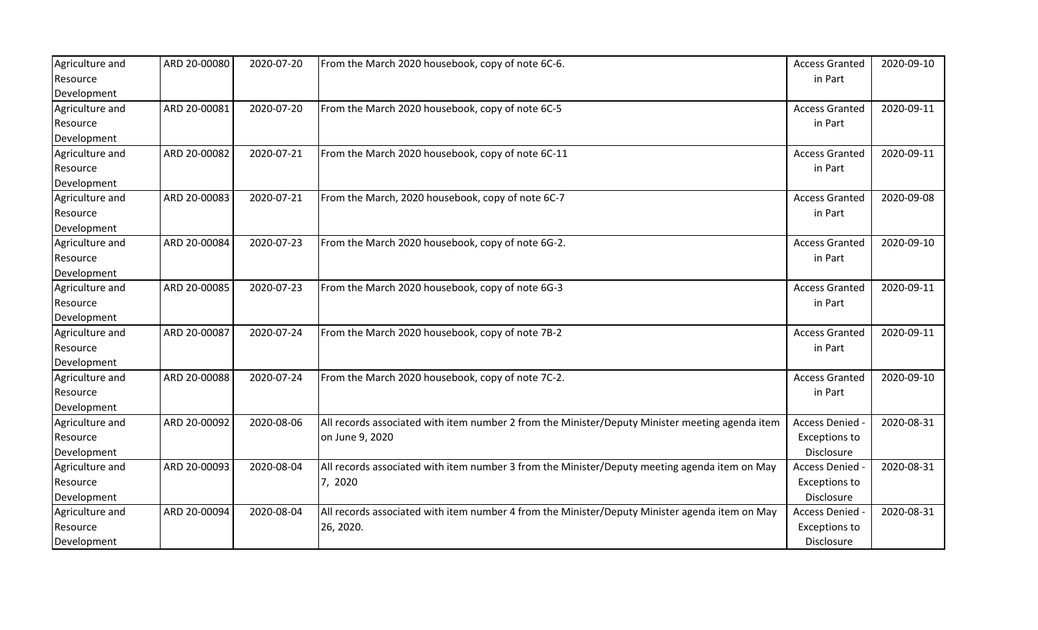| Agriculture and Resource Development | ARD 20-00080 | 2020-07-20 | From the March 2020 housebook, copy of note 6C-6. | Access Granted in Part | 2020-09-10 |
|---|---|---|---|---|---|
| Agriculture and Resource Development | ARD 20-00081 | 2020-07-20 | From the March 2020 housebook, copy of note 6C-5 | Access Granted in Part | 2020-09-11 |
| Agriculture and Resource Development | ARD 20-00082 | 2020-07-21 | From the March 2020 housebook, copy of note 6C-11 | Access Granted in Part | 2020-09-11 |
| Agriculture and Resource Development | ARD 20-00083 | 2020-07-21 | From the March, 2020 housebook, copy of note 6C-7 | Access Granted in Part | 2020-09-08 |
| Agriculture and Resource Development | ARD 20-00084 | 2020-07-23 | From the March 2020 housebook, copy of note 6G-2. | Access Granted in Part | 2020-09-10 |
| Agriculture and Resource Development | ARD 20-00085 | 2020-07-23 | From the March 2020 housebook, copy of note 6G-3 | Access Granted in Part | 2020-09-11 |
| Agriculture and Resource Development | ARD 20-00087 | 2020-07-24 | From the March 2020 housebook, copy of note 7B-2 | Access Granted in Part | 2020-09-11 |
| Agriculture and Resource Development | ARD 20-00088 | 2020-07-24 | From the March 2020 housebook, copy of note 7C-2. | Access Granted in Part | 2020-09-10 |
| Agriculture and Resource Development | ARD 20-00092 | 2020-08-06 | All records associated with item number 2 from the Minister/Deputy Minister meeting agenda item on June 9, 2020 | Access Denied - Exceptions to Disclosure | 2020-08-31 |
| Agriculture and Resource Development | ARD 20-00093 | 2020-08-04 | All records associated with item number 3 from the Minister/Deputy meeting agenda item on May 7, 2020 | Access Denied - Exceptions to Disclosure | 2020-08-31 |
| Agriculture and Resource Development | ARD 20-00094 | 2020-08-04 | All records associated with item number 4 from the Minister/Deputy Minister agenda item on May 26, 2020. | Access Denied - Exceptions to Disclosure | 2020-08-31 |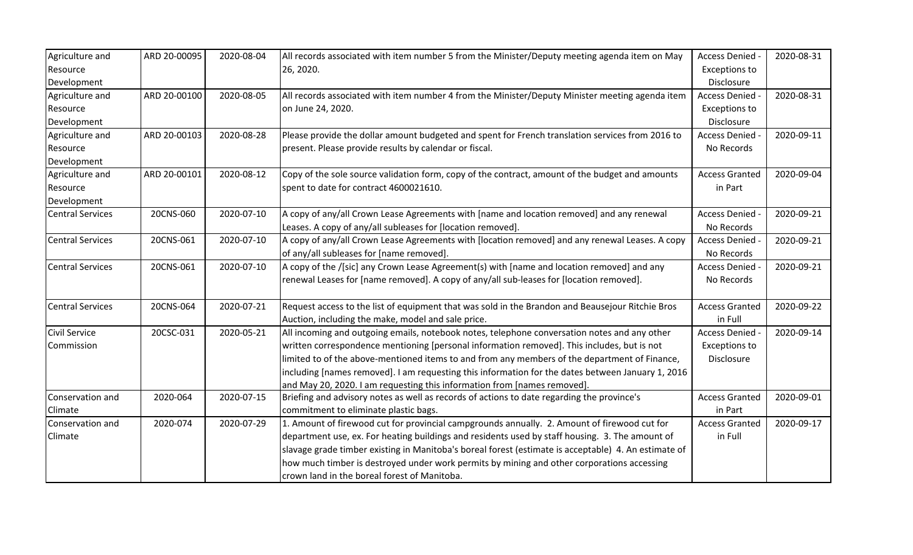| Agriculture and Resource Development | ARD 20-00095 | 2020-08-04 | All records associated with item number 5 from the Minister/Deputy meeting agenda item on May 26, 2020. | Access Denied - Exceptions to Disclosure | 2020-08-31 |
|---|---|---|---|---|---|
| Agriculture and Resource Development | ARD 20-00100 | 2020-08-05 | All records associated with item number 4 from the Minister/Deputy Minister meeting agenda item on June 24, 2020. | Access Denied - Exceptions to Disclosure | 2020-08-31 |
| Agriculture and Resource Development | ARD 20-00103 | 2020-08-28 | Please provide the dollar amount budgeted and spent for French translation services from 2016 to present. Please provide results by calendar or fiscal. | Access Denied - No Records | 2020-09-11 |
| Agriculture and Resource Development | ARD 20-00101 | 2020-08-12 | Copy of the sole source validation form, copy of the contract, amount of the budget and amounts spent to date for contract 4600021610. | Access Granted in Part | 2020-09-04 |
| Central Services | 20CNS-060 | 2020-07-10 | A copy of any/all Crown Lease Agreements with [name and location removed] and any renewal Leases. A copy of any/all subleases for [location removed]. | Access Denied - No Records | 2020-09-21 |
| Central Services | 20CNS-061 | 2020-07-10 | A copy of any/all Crown Lease Agreements with [location removed] and any renewal Leases. A copy of any/all subleases for [name removed]. | Access Denied - No Records | 2020-09-21 |
| Central Services | 20CNS-061 | 2020-07-10 | A copy of the /[sic] any Crown Lease Agreement(s) with [name and location removed] and any renewal Leases for [name removed]. A copy of any/all sub-leases for [location removed]. | Access Denied - No Records | 2020-09-21 |
| Central Services | 20CNS-064 | 2020-07-21 | Request access to the list of equipment that was sold in the Brandon and Beausejour Ritchie Bros Auction, including the make, model and sale price. | Access Granted in Full | 2020-09-22 |
| Civil Service Commission | 20CSC-031 | 2020-05-21 | All incoming and outgoing emails, notebook notes, telephone conversation notes and any other written correspondence mentioning [personal information removed]. This includes, but is not limited to of the above-mentioned items to and from any members of the department of Finance, including [names removed]. I am requesting this information for the dates between January 1, 2016 and May 20, 2020. I am requesting this information from [names removed]. | Access Denied - Exceptions to Disclosure | 2020-09-14 |
| Conservation and Climate | 2020-064 | 2020-07-15 | Briefing and advisory notes as well as records of actions to date regarding the province's commitment to eliminate plastic bags. | Access Granted in Part | 2020-09-01 |
| Conservation and Climate | 2020-074 | 2020-07-29 | 1. Amount of firewood cut for provincial campgrounds annually. 2. Amount of firewood cut for department use, ex. For heating buildings and residents used by staff housing. 3. The amount of slavage grade timber existing in Manitoba's boreal forest (estimate is acceptable) 4. An estimate of how much timber is destroyed under work permits by mining and other corporations accessing crown land in the boreal forest of Manitoba. | Access Granted in Full | 2020-09-17 |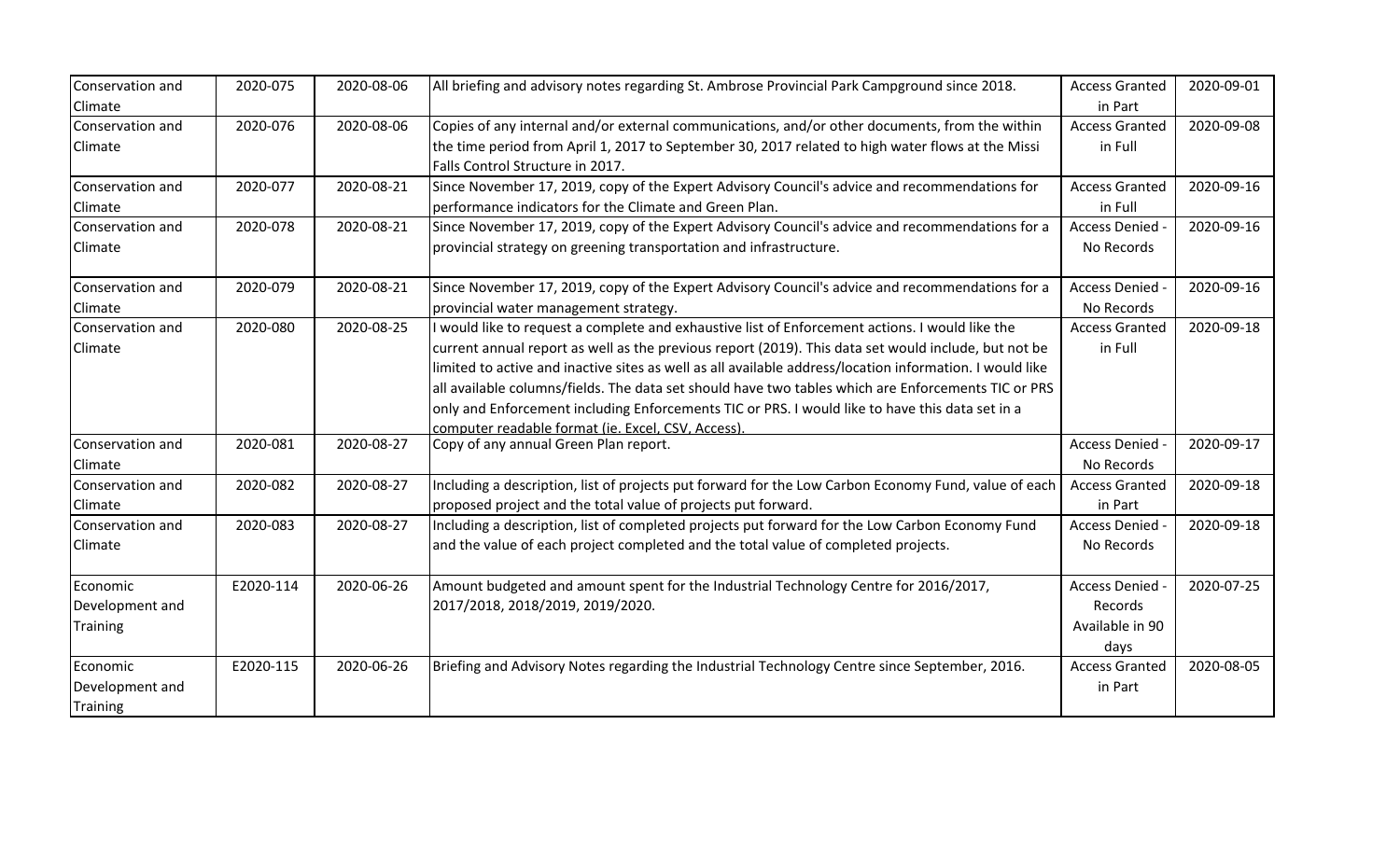| Conservation and Climate | 2020-075 | 2020-08-06 | All briefing and advisory notes regarding St. Ambrose Provincial Park Campground since 2018. | Access Granted in Part | 2020-09-01 |
|---|---|---|---|---|---|
| Conservation and Climate | 2020-076 | 2020-08-06 | Copies of any internal and/or external communications, and/or other documents, from the within the time period from April 1, 2017 to September 30, 2017 related to high water flows at the Missi Falls Control Structure in 2017. | Access Granted in Full | 2020-09-08 |
| Conservation and Climate | 2020-077 | 2020-08-21 | Since November 17, 2019, copy of the Expert Advisory Council's advice and recommendations for performance indicators for the Climate and Green Plan. | Access Granted in Full | 2020-09-16 |
| Conservation and Climate | 2020-078 | 2020-08-21 | Since November 17, 2019, copy of the Expert Advisory Council's advice and recommendations for a provincial strategy on greening transportation and infrastructure. | Access Denied - No Records | 2020-09-16 |
| Conservation and Climate | 2020-079 | 2020-08-21 | Since November 17, 2019, copy of the Expert Advisory Council's advice and recommendations for a provincial water management strategy. | Access Denied - No Records | 2020-09-16 |
| Conservation and Climate | 2020-080 | 2020-08-25 | I would like to request a complete and exhaustive list of Enforcement actions. I would like the current annual report as well as the previous report (2019). This data set would include, but not be limited to active and inactive sites as well as all available address/location information. I would like all available columns/fields. The data set should have two tables which are Enforcements TIC or PRS only and Enforcement including Enforcements TIC or PRS. I would like to have this data set in a computer readable format (ie. Excel, CSV, Access). | Access Granted in Full | 2020-09-18 |
| Conservation and Climate | 2020-081 | 2020-08-27 | Copy of any annual Green Plan report. | Access Denied - No Records | 2020-09-17 |
| Conservation and Climate | 2020-082 | 2020-08-27 | Including a description, list of projects put forward for the Low Carbon Economy Fund, value of each proposed project and the total value of projects put forward. | Access Granted in Part | 2020-09-18 |
| Conservation and Climate | 2020-083 | 2020-08-27 | Including a description, list of completed projects put forward for the Low Carbon Economy Fund and the value of each project completed and the total value of completed projects. | Access Denied - No Records | 2020-09-18 |
| Economic Development and Training | E2020-114 | 2020-06-26 | Amount budgeted and amount spent for the Industrial Technology Centre for 2016/2017, 2017/2018, 2018/2019, 2019/2020. | Access Denied - Records Available in 90 days | 2020-07-25 |
| Economic Development and Training | E2020-115 | 2020-06-26 | Briefing and Advisory Notes regarding the Industrial Technology Centre since September, 2016. | Access Granted in Part | 2020-08-05 |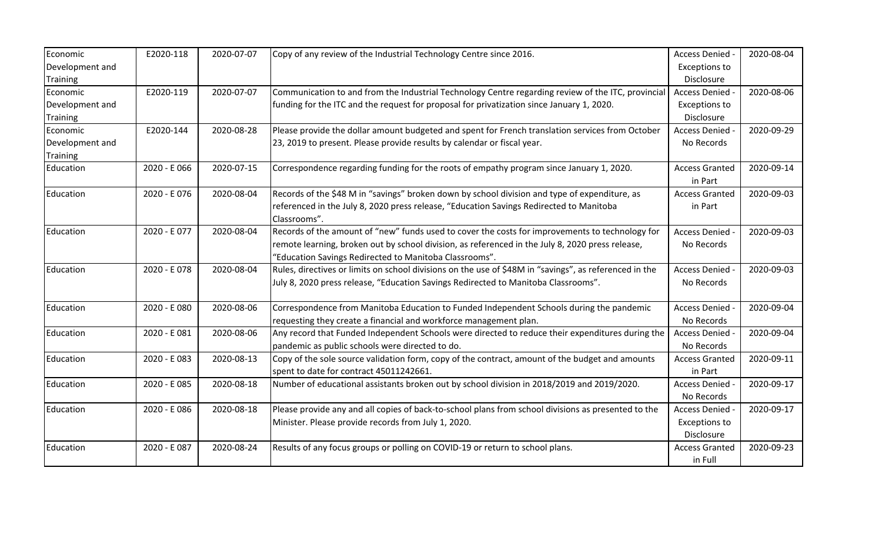| | | | | | |
|---|---|---|---|---|---|
| Economic Development and Training | E2020-118 | 2020-07-07 | Copy of any review of the Industrial Technology Centre since 2016. | Access Denied - Exceptions to Disclosure | 2020-08-04 |
| Economic Development and Training | E2020-119 | 2020-07-07 | Communication to and from the Industrial Technology Centre regarding review of the ITC, provincial funding for the ITC and the request for proposal for privatization since January 1, 2020. | Access Denied - Exceptions to Disclosure | 2020-08-06 |
| Economic Development and Training | E2020-144 | 2020-08-28 | Please provide the dollar amount budgeted and spent for French translation services from October 23, 2019 to present. Please provide results by calendar or fiscal year. | Access Denied - No Records | 2020-09-29 |
| Education | 2020 - E 066 | 2020-07-15 | Correspondence regarding funding for the roots of empathy program since January 1, 2020. | Access Granted in Part | 2020-09-14 |
| Education | 2020 - E 076 | 2020-08-04 | Records of the $48 M in "savings" broken down by school division and type of expenditure, as referenced in the July 8, 2020 press release, "Education Savings Redirected to Manitoba Classrooms". | Access Granted in Part | 2020-09-03 |
| Education | 2020 - E 077 | 2020-08-04 | Records of the amount of "new" funds used to cover the costs for improvements to technology for remote learning, broken out by school division, as referenced in the July 8, 2020 press release, "Education Savings Redirected to Manitoba Classrooms". | Access Denied - No Records | 2020-09-03 |
| Education | 2020 - E 078 | 2020-08-04 | Rules, directives or limits on school divisions on the use of $48M in "savings", as referenced in the July 8, 2020 press release, "Education Savings Redirected to Manitoba Classrooms". | Access Denied - No Records | 2020-09-03 |
| Education | 2020 - E 080 | 2020-08-06 | Correspondence from Manitoba Education to Funded Independent Schools during the pandemic requesting they create a financial and workforce management plan. | Access Denied - No Records | 2020-09-04 |
| Education | 2020 - E 081 | 2020-08-06 | Any record that Funded Independent Schools were directed to reduce their expenditures during the pandemic as public schools were directed to do. | Access Denied - No Records | 2020-09-04 |
| Education | 2020 - E 083 | 2020-08-13 | Copy of the sole source validation form, copy of the contract, amount of the budget and amounts spent to date for contract 45011242661. | Access Granted in Part | 2020-09-11 |
| Education | 2020 - E 085 | 2020-08-18 | Number of educational assistants broken out by school division in 2018/2019 and 2019/2020. | Access Denied - No Records | 2020-09-17 |
| Education | 2020 - E 086 | 2020-08-18 | Please provide any and all copies of back-to-school plans from school divisions as presented to the Minister. Please provide records from July 1, 2020. | Access Denied - Exceptions to Disclosure | 2020-09-17 |
| Education | 2020 - E 087 | 2020-08-24 | Results of any focus groups or polling on COVID-19 or return to school plans. | Access Granted in Full | 2020-09-23 |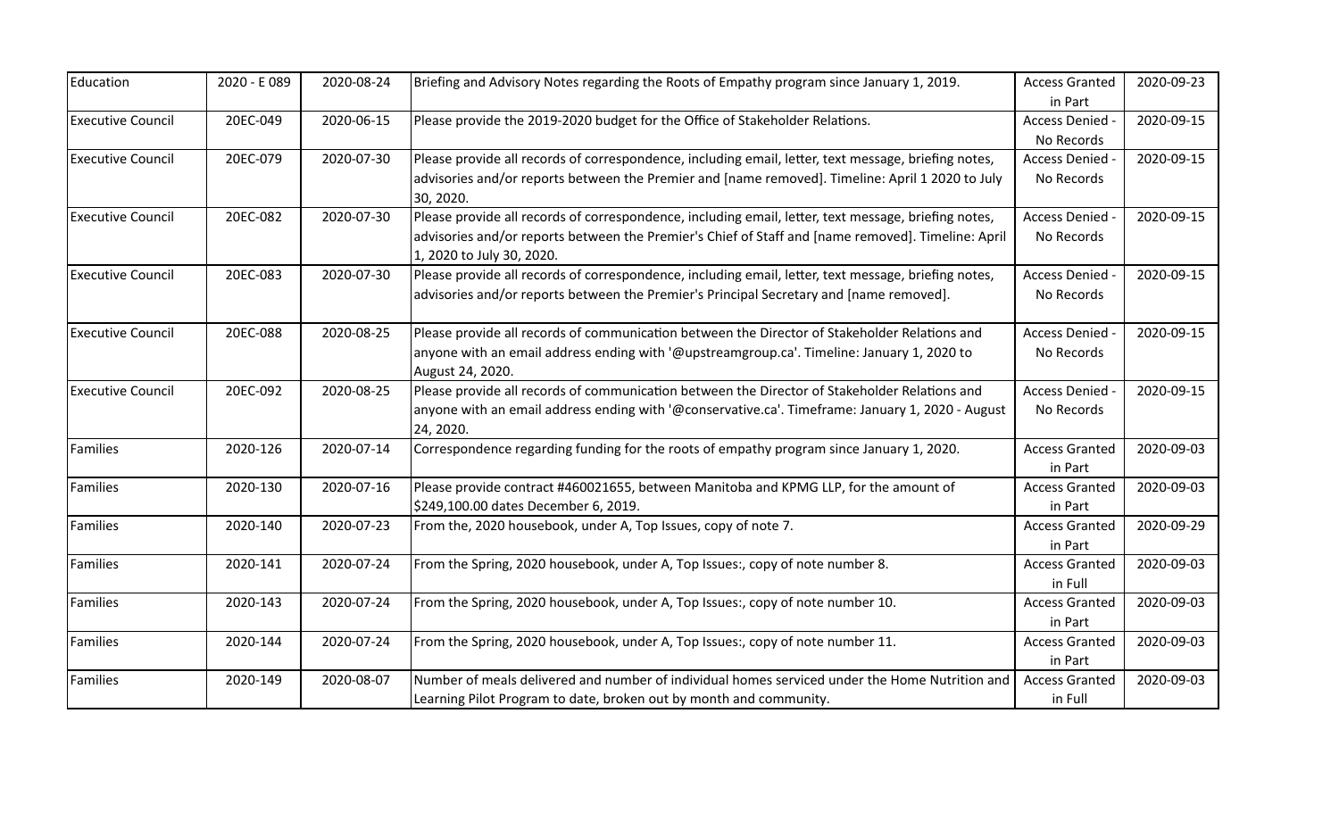| | | | | | |
|---|---|---|---|---|---|
| Education | 2020 - E 089 | 2020-08-24 | Briefing and Advisory Notes regarding the Roots of Empathy program since January 1, 2019. | Access Granted in Part | 2020-09-23 |
| Executive Council | 20EC-049 | 2020-06-15 | Please provide the 2019-2020 budget for the Office of Stakeholder Relations. | Access Denied - No Records | 2020-09-15 |
| Executive Council | 20EC-079 | 2020-07-30 | Please provide all records of correspondence, including email, letter, text message, briefing notes, advisories and/or reports between the Premier and [name removed]. Timeline: April 1 2020 to July 30, 2020. | Access Denied - No Records | 2020-09-15 |
| Executive Council | 20EC-082 | 2020-07-30 | Please provide all records of correspondence, including email, letter, text message, briefing notes, advisories and/or reports between the Premier's Chief of Staff and [name removed]. Timeline: April 1, 2020 to July 30, 2020. | Access Denied - No Records | 2020-09-15 |
| Executive Council | 20EC-083 | 2020-07-30 | Please provide all records of correspondence, including email, letter, text message, briefing notes, advisories and/or reports between the Premier's Principal Secretary and [name removed]. | Access Denied - No Records | 2020-09-15 |
| Executive Council | 20EC-088 | 2020-08-25 | Please provide all records of communication between the Director of Stakeholder Relations and anyone with an email address ending with '@upstreamgroup.ca'. Timeline: January 1, 2020 to August 24, 2020. | Access Denied - No Records | 2020-09-15 |
| Executive Council | 20EC-092 | 2020-08-25 | Please provide all records of communication between the Director of Stakeholder Relations and anyone with an email address ending with '@conservative.ca'. Timeframe: January 1, 2020 - August 24, 2020. | Access Denied - No Records | 2020-09-15 |
| Families | 2020-126 | 2020-07-14 | Correspondence regarding funding for the roots of empathy program since January 1, 2020. | Access Granted in Part | 2020-09-03 |
| Families | 2020-130 | 2020-07-16 | Please provide contract #460021655, between Manitoba and KPMG LLP, for the amount of $249,100.00 dates December 6, 2019. | Access Granted in Part | 2020-09-03 |
| Families | 2020-140 | 2020-07-23 | From the, 2020 housebook, under A, Top Issues, copy of note 7. | Access Granted in Part | 2020-09-29 |
| Families | 2020-141 | 2020-07-24 | From the Spring, 2020 housebook, under A, Top Issues:, copy of note number 8. | Access Granted in Full | 2020-09-03 |
| Families | 2020-143 | 2020-07-24 | From the Spring, 2020 housebook, under A, Top Issues:, copy of note number 10. | Access Granted in Part | 2020-09-03 |
| Families | 2020-144 | 2020-07-24 | From the Spring, 2020 housebook, under A, Top Issues:, copy of note number 11. | Access Granted in Part | 2020-09-03 |
| Families | 2020-149 | 2020-08-07 | Number of meals delivered and number of individual homes serviced under the Home Nutrition and Learning Pilot Program to date, broken out by month and community. | Access Granted in Full | 2020-09-03 |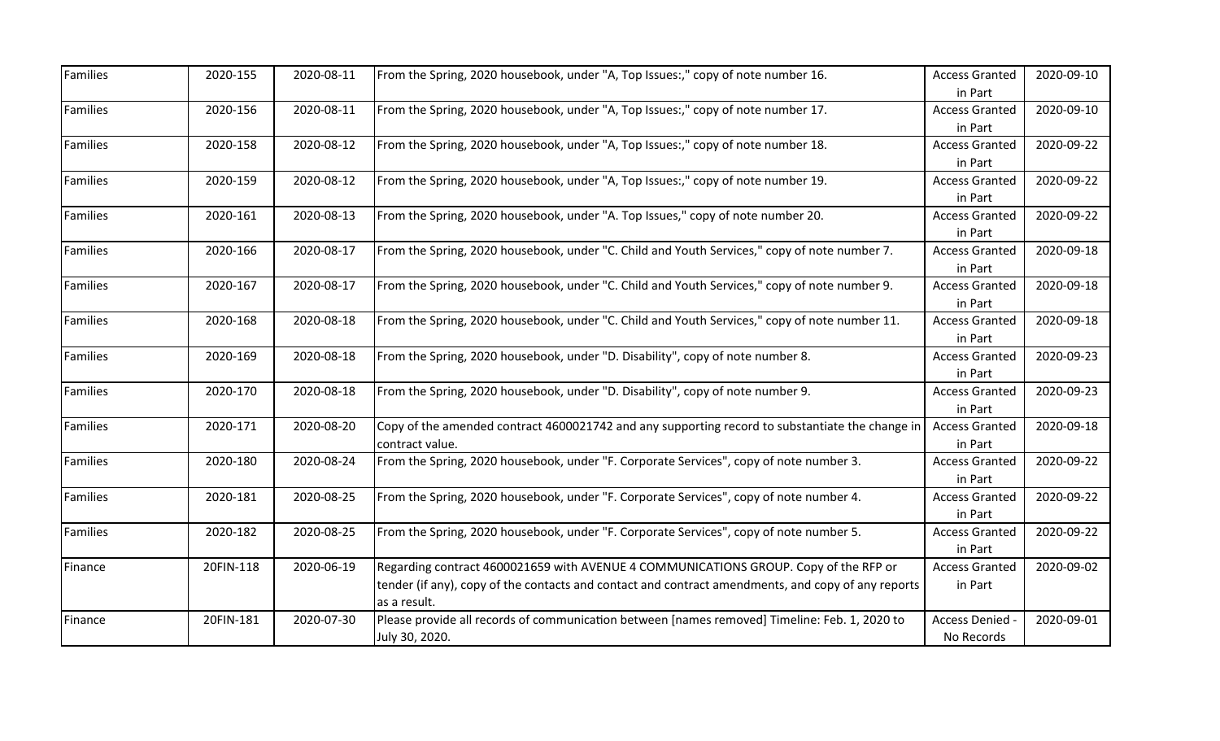| Families | 2020-155 | 2020-08-11 | From the Spring, 2020 housebook, under "A, Top Issues:," copy of note number 16. | Access Granted in Part | 2020-09-10 |
|---|---|---|---|---|---|
| Families | 2020-156 | 2020-08-11 | From the Spring, 2020 housebook, under "A, Top Issues:," copy of note number 17. | Access Granted in Part | 2020-09-10 |
| Families | 2020-158 | 2020-08-12 | From the Spring, 2020 housebook, under "A, Top Issues:," copy of note number 18. | Access Granted in Part | 2020-09-22 |
| Families | 2020-159 | 2020-08-12 | From the Spring, 2020 housebook, under "A, Top Issues:," copy of note number 19. | Access Granted in Part | 2020-09-22 |
| Families | 2020-161 | 2020-08-13 | From the Spring, 2020 housebook, under "A. Top Issues," copy of note number 20. | Access Granted in Part | 2020-09-22 |
| Families | 2020-166 | 2020-08-17 | From the Spring, 2020 housebook, under "C. Child and Youth Services," copy of note number 7. | Access Granted in Part | 2020-09-18 |
| Families | 2020-167 | 2020-08-17 | From the Spring, 2020 housebook, under "C. Child and Youth Services," copy of note number 9. | Access Granted in Part | 2020-09-18 |
| Families | 2020-168 | 2020-08-18 | From the Spring, 2020 housebook, under "C. Child and Youth Services," copy of note number 11. | Access Granted in Part | 2020-09-18 |
| Families | 2020-169 | 2020-08-18 | From the Spring, 2020 housebook, under "D. Disability", copy of note number 8. | Access Granted in Part | 2020-09-23 |
| Families | 2020-170 | 2020-08-18 | From the Spring, 2020 housebook, under "D. Disability", copy of note number 9. | Access Granted in Part | 2020-09-23 |
| Families | 2020-171 | 2020-08-20 | Copy of the amended contract 4600021742 and any supporting record to substantiate the change in contract value. | Access Granted in Part | 2020-09-18 |
| Families | 2020-180 | 2020-08-24 | From the Spring, 2020 housebook, under "F. Corporate Services", copy of note number 3. | Access Granted in Part | 2020-09-22 |
| Families | 2020-181 | 2020-08-25 | From the Spring, 2020 housebook, under "F. Corporate Services", copy of note number 4. | Access Granted in Part | 2020-09-22 |
| Families | 2020-182 | 2020-08-25 | From the Spring, 2020 housebook, under "F. Corporate Services", copy of note number 5. | Access Granted in Part | 2020-09-22 |
| Finance | 20FIN-118 | 2020-06-19 | Regarding contract 4600021659 with AVENUE 4 COMMUNICATIONS GROUP. Copy of the RFP or tender (if any), copy of the contacts and contact and contract amendments, and copy of any reports as a result. | Access Granted in Part | 2020-09-02 |
| Finance | 20FIN-181 | 2020-07-30 | Please provide all records of communication between [names removed] Timeline: Feb. 1, 2020 to July 30, 2020. | Access Denied - No Records | 2020-09-01 |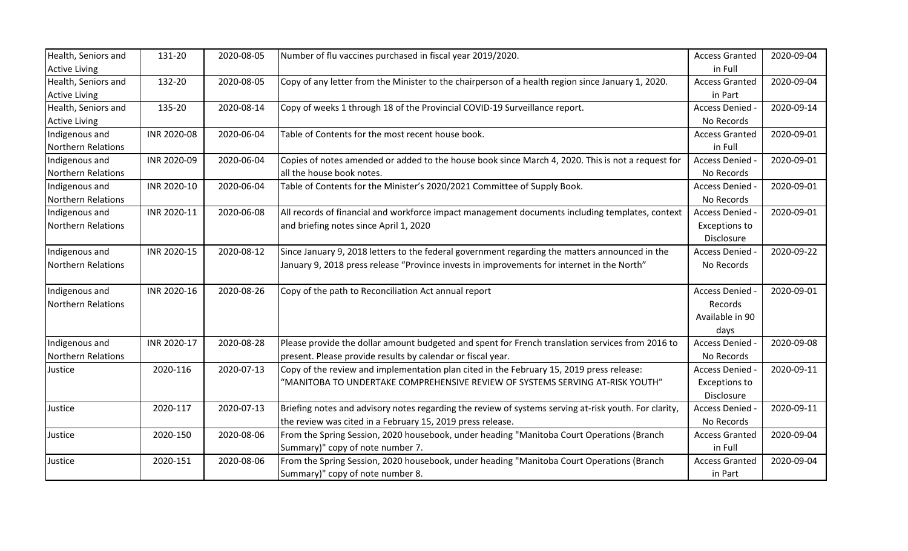| Health, Seniors and Active Living | 131-20 | 2020-08-05 | Number of flu vaccines purchased in fiscal year 2019/2020. | Access Granted in Full | 2020-09-04 |
|---|---|---|---|---|---|
| Health, Seniors and Active Living | 132-20 | 2020-08-05 | Copy of any letter from the Minister to the chairperson of a health region since January 1, 2020. | Access Granted in Part | 2020-09-04 |
| Health, Seniors and Active Living | 135-20 | 2020-08-14 | Copy of weeks 1 through 18 of the Provincial COVID-19 Surveillance report. | Access Denied - No Records | 2020-09-14 |
| Indigenous and Northern Relations | INR 2020-08 | 2020-06-04 | Table of Contents for the most recent house book. | Access Granted in Full | 2020-09-01 |
| Indigenous and Northern Relations | INR 2020-09 | 2020-06-04 | Copies of notes amended or added to the house book since March 4, 2020. This is not a request for all the house book notes. | Access Denied - No Records | 2020-09-01 |
| Indigenous and Northern Relations | INR 2020-10 | 2020-06-04 | Table of Contents for the Minister's 2020/2021 Committee of Supply Book. | Access Denied - No Records | 2020-09-01 |
| Indigenous and Northern Relations | INR 2020-11 | 2020-06-08 | All records of financial and workforce impact management documents including templates, context and briefing notes since April 1, 2020 | Access Denied - Exceptions to Disclosure | 2020-09-01 |
| Indigenous and Northern Relations | INR 2020-15 | 2020-08-12 | Since January 9, 2018 letters to the federal government regarding the matters announced in the January 9, 2018 press release "Province invests in improvements for internet in the North" | Access Denied - No Records | 2020-09-22 |
| Indigenous and Northern Relations | INR 2020-16 | 2020-08-26 | Copy of the path to Reconciliation Act annual report | Access Denied - Records Available in 90 days | 2020-09-01 |
| Indigenous and Northern Relations | INR 2020-17 | 2020-08-28 | Please provide the dollar amount budgeted and spent for French translation services from 2016 to present. Please provide results by calendar or fiscal year. | Access Denied - No Records | 2020-09-08 |
| Justice | 2020-116 | 2020-07-13 | Copy of the review and implementation plan cited in the February 15, 2019 press release: "MANITOBA TO UNDERTAKE COMPREHENSIVE REVIEW OF SYSTEMS SERVING AT-RISK YOUTH" | Access Denied - Exceptions to Disclosure | 2020-09-11 |
| Justice | 2020-117 | 2020-07-13 | Briefing notes and advisory notes regarding the review of systems serving at-risk youth. For clarity, the review was cited in a February 15, 2019 press release. | Access Denied - No Records | 2020-09-11 |
| Justice | 2020-150 | 2020-08-06 | From the Spring Session, 2020 housebook, under heading "Manitoba Court Operations (Branch Summary)" copy of note number 7. | Access Granted in Full | 2020-09-04 |
| Justice | 2020-151 | 2020-08-06 | From the Spring Session, 2020 housebook, under heading "Manitoba Court Operations (Branch Summary)" copy of note number 8. | Access Granted in Part | 2020-09-04 |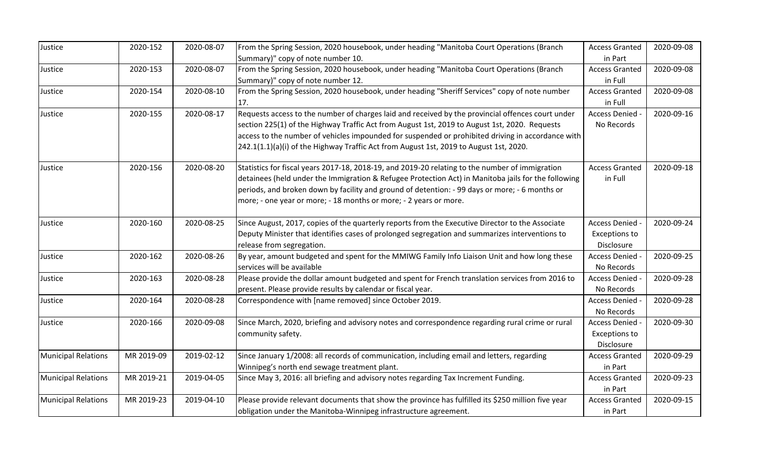| Justice | 2020-152 | 2020-08-07 | From the Spring Session, 2020 housebook, under heading "Manitoba Court Operations (Branch Summary)" copy of note number 10. | Access Granted in Part | 2020-09-08 |
|---|---|---|---|---|---|
| Justice | 2020-153 | 2020-08-07 | From the Spring Session, 2020 housebook, under heading "Manitoba Court Operations (Branch Summary)" copy of note number 12. | Access Granted in Full | 2020-09-08 |
| Justice | 2020-154 | 2020-08-10 | From the Spring Session, 2020 housebook, under heading "Sheriff Services" copy of note number 17. | Access Granted in Full | 2020-09-08 |
| Justice | 2020-155 | 2020-08-17 | Requests access to the number of charges laid and received by the provincial offences court under section 225(1) of the Highway Traffic Act from August 1st, 2019 to August 1st, 2020. Requests access to the number of vehicles impounded for suspended or prohibited driving in accordance with 242.1(1.1)(a)(i) of the Highway Traffic Act from August 1st, 2019 to August 1st, 2020. | Access Denied - No Records | 2020-09-16 |
| Justice | 2020-156 | 2020-08-20 | Statistics for fiscal years 2017-18, 2018-19, and 2019-20 relating to the number of immigration detainees (held under the Immigration & Refugee Protection Act) in Manitoba jails for the following periods, and broken down by facility and ground of detention: - 99 days or more; - 6 months or more; - one year or more; - 18 months or more; - 2 years or more. | Access Granted in Full | 2020-09-18 |
| Justice | 2020-160 | 2020-08-25 | Since August, 2017, copies of the quarterly reports from the Executive Director to the Associate Deputy Minister that identifies cases of prolonged segregation and summarizes interventions to release from segregation. | Access Denied - Exceptions to Disclosure | 2020-09-24 |
| Justice | 2020-162 | 2020-08-26 | By year, amount budgeted and spent for the MMIWG Family Info Liaison Unit and how long these services will be available | Access Denied - No Records | 2020-09-25 |
| Justice | 2020-163 | 2020-08-28 | Please provide the dollar amount budgeted and spent for French translation services from 2016 to present. Please provide results by calendar or fiscal year. | Access Denied - No Records | 2020-09-28 |
| Justice | 2020-164 | 2020-08-28 | Correspondence with [name removed] since October 2019. | Access Denied - No Records | 2020-09-28 |
| Justice | 2020-166 | 2020-09-08 | Since March, 2020, briefing and advisory notes and correspondence regarding rural crime or rural community safety. | Access Denied - Exceptions to Disclosure | 2020-09-30 |
| Municipal Relations | MR 2019-09 | 2019-02-12 | Since January 1/2008: all records of communication, including email and letters, regarding Winnipeg's north end sewage treatment plant. | Access Granted in Part | 2020-09-29 |
| Municipal Relations | MR 2019-21 | 2019-04-05 | Since May 3, 2016: all briefing and advisory notes regarding Tax Increment Funding. | Access Granted in Part | 2020-09-23 |
| Municipal Relations | MR 2019-23 | 2019-04-10 | Please provide relevant documents that show the province has fulfilled its $250 million five year obligation under the Manitoba-Winnipeg infrastructure agreement. | Access Granted in Part | 2020-09-15 |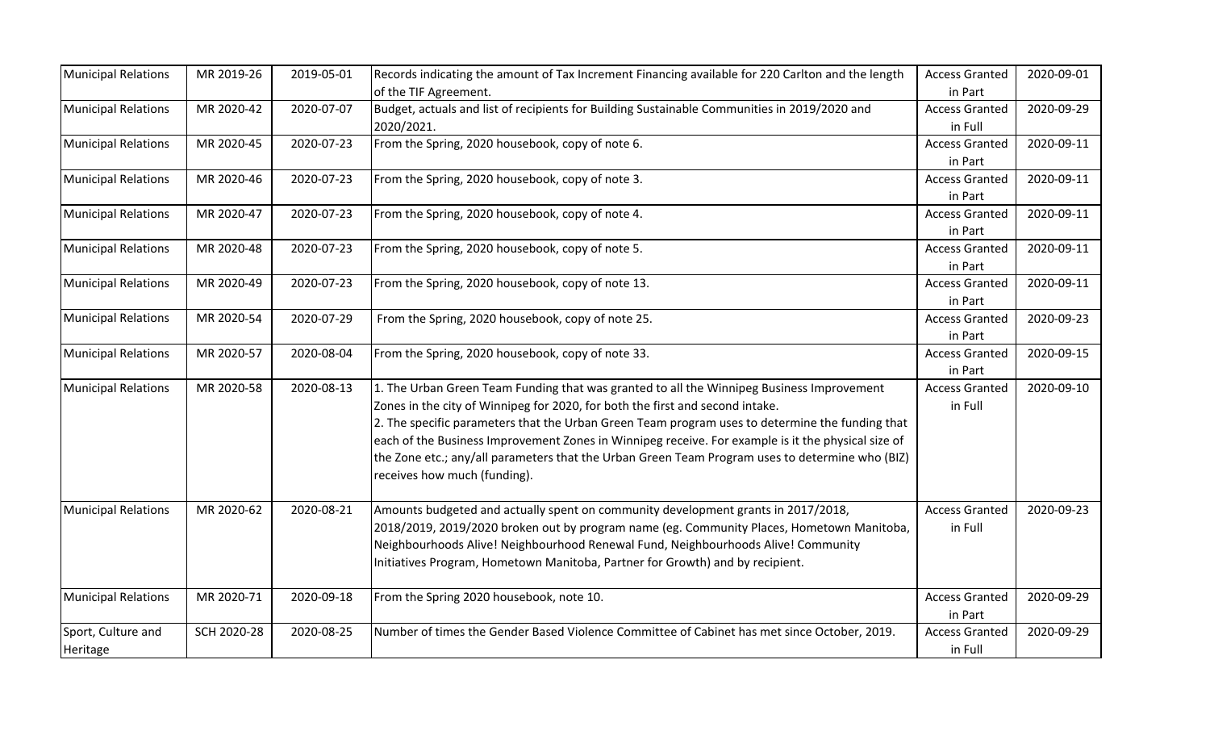| | | | | | |
|---|---|---|---|---|---|
| Municipal Relations | MR 2019-26 | 2019-05-01 | Records indicating the amount of Tax Increment Financing available for 220 Carlton and the length of the TIF Agreement. | Access Granted in Part | 2020-09-01 |
| Municipal Relations | MR 2020-42 | 2020-07-07 | Budget, actuals and list of recipients for Building Sustainable Communities in 2019/2020 and 2020/2021. | Access Granted in Full | 2020-09-29 |
| Municipal Relations | MR 2020-45 | 2020-07-23 | From the Spring, 2020 housebook, copy of note 6. | Access Granted in Part | 2020-09-11 |
| Municipal Relations | MR 2020-46 | 2020-07-23 | From the Spring, 2020 housebook, copy of note 3. | Access Granted in Part | 2020-09-11 |
| Municipal Relations | MR 2020-47 | 2020-07-23 | From the Spring, 2020 housebook, copy of note 4. | Access Granted in Part | 2020-09-11 |
| Municipal Relations | MR 2020-48 | 2020-07-23 | From the Spring, 2020 housebook, copy of note 5. | Access Granted in Part | 2020-09-11 |
| Municipal Relations | MR 2020-49 | 2020-07-23 | From the Spring, 2020 housebook, copy of note 13. | Access Granted in Part | 2020-09-11 |
| Municipal Relations | MR 2020-54 | 2020-07-29 | From the Spring, 2020 housebook, copy of note 25. | Access Granted in Part | 2020-09-23 |
| Municipal Relations | MR 2020-57 | 2020-08-04 | From the Spring, 2020 housebook, copy of note 33. | Access Granted in Part | 2020-09-15 |
| Municipal Relations | MR 2020-58 | 2020-08-13 | 1. The Urban Green Team Funding that was granted to all the Winnipeg Business Improvement Zones in the city of Winnipeg for 2020, for both the first and second intake.<br>2. The specific parameters that the Urban Green Team program uses to determine the funding that each of the Business Improvement Zones in Winnipeg receive. For example is it the physical size of the Zone etc.; any/all parameters that the Urban Green Team Program uses to determine who (BIZ) receives how much (funding). | Access Granted in Full | 2020-09-10 |
| Municipal Relations | MR 2020-62 | 2020-08-21 | Amounts budgeted and actually spent on community development grants in 2017/2018, 2018/2019, 2019/2020 broken out by program name (eg. Community Places, Hometown Manitoba, Neighbourhoods Alive! Neighbourhood Renewal Fund, Neighbourhoods Alive! Community Initiatives Program, Hometown Manitoba, Partner for Growth) and by recipient. | Access Granted in Full | 2020-09-23 |
| Municipal Relations | MR 2020-71 | 2020-09-18 | From the Spring 2020 housebook, note 10. | Access Granted in Part | 2020-09-29 |
| Sport, Culture and Heritage | SCH 2020-28 | 2020-08-25 | Number of times the Gender Based Violence Committee of Cabinet has met since October, 2019. | Access Granted in Full | 2020-09-29 |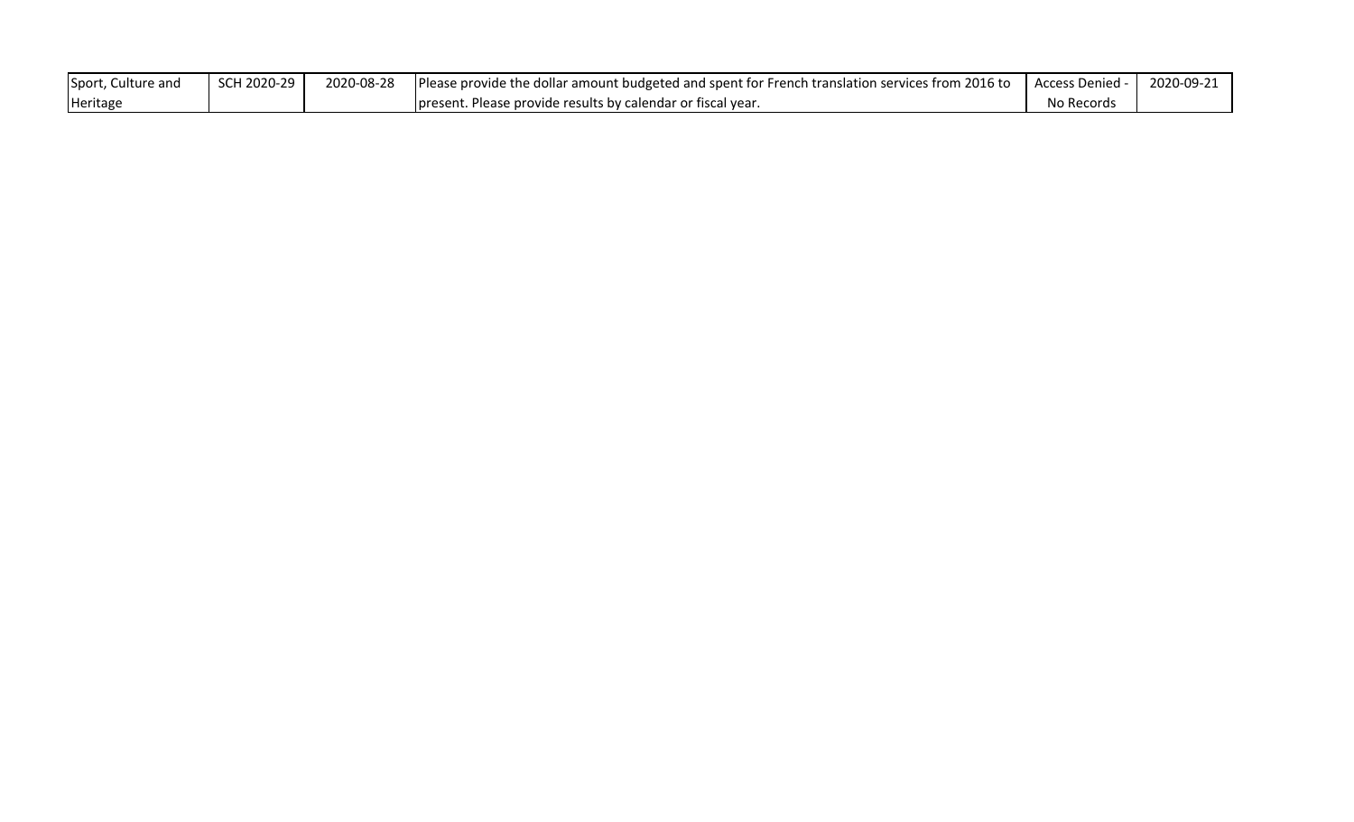| | | | | | |
|---|---|---|---|---|---|
| Sport, Culture and Heritage | SCH 2020-29 | 2020-08-28 | Please provide the dollar amount budgeted and spent for French translation services from 2016 to present. Please provide results by calendar or fiscal year. | Access Denied - No Records | 2020-09-21 |